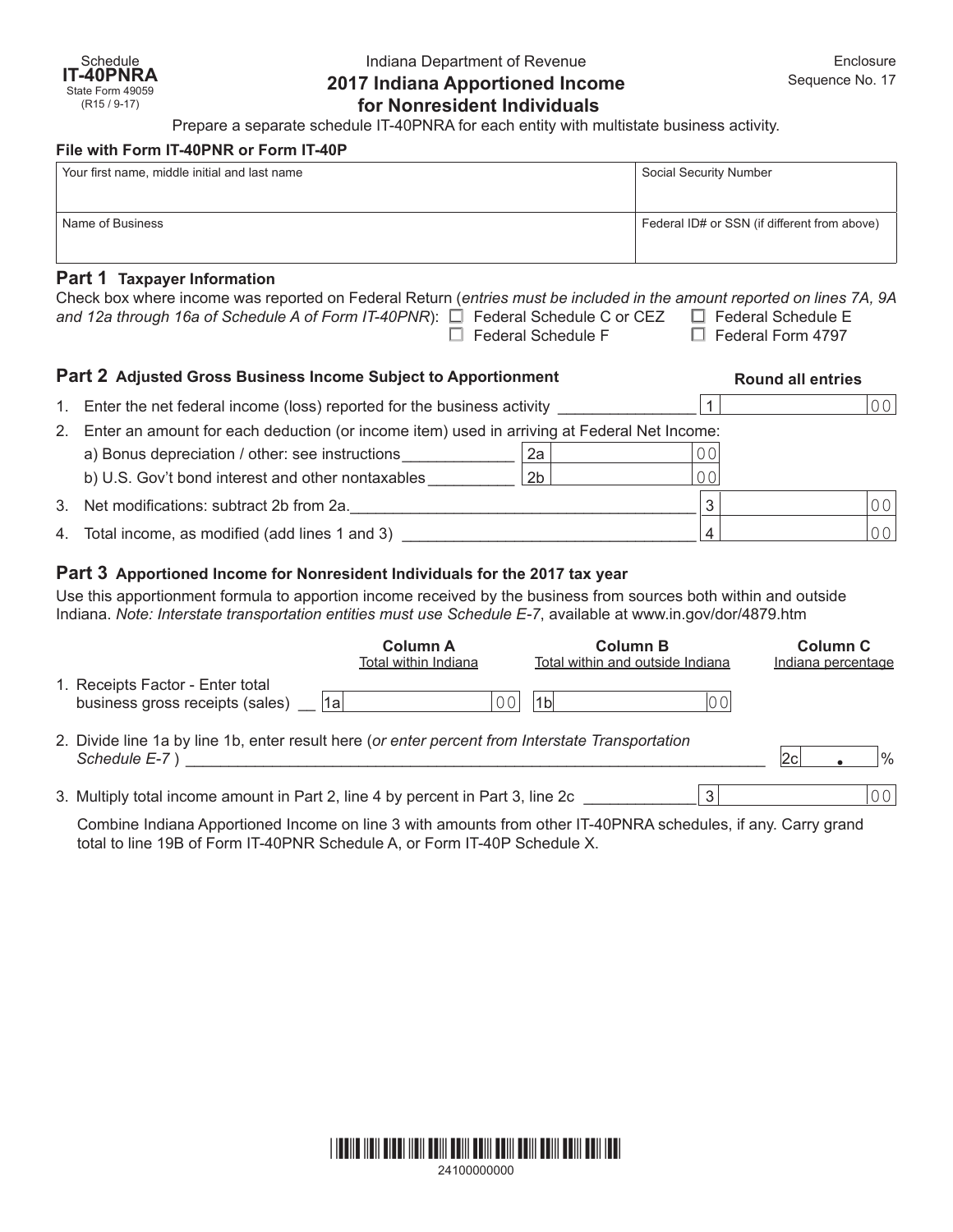Schedule
**IT-40PNRA**
State Form 49059
(R15 / 9-17)

Indiana Department of Revenue

# 2017 Indiana Apportioned Income for Nonresident Individuals

Enclosure
Sequence No. 17

Prepare a separate schedule IT-40PNRA for each entity with multistate business activity.

**File with Form IT-40PNR or Form IT-40P**

| Your first name, middle initial and last name | Social Security Number |
|---|---|
| | |
| **Name of Business** | **Federal ID# or SSN (if different from above)** |
| | |

## Part 1 Taxpayer Information

Check box where income was reported on Federal Return (*entries must be included in the amount reported on lines 7A, 9A and 12a through 16a of Schedule A of Form IT-40PNR*):

- ☐ Federal Schedule C or CEZ
- ☐ Federal Schedule E
- ☐ Federal Schedule F
- ☐ Federal Form 4797

## Part 2 Adjusted Gross Business Income Subject to Apportionment

**Round all entries**

1. Enter the net federal income (loss) reported for the business activity ______________ 1 ________ 00
2. Enter an amount for each deduction (or income item) used in arriving at Federal Net Income:
   a) Bonus depreciation / other: see instructions ____________ 2a ________ 00
   b) U.S. Gov't bond interest and other nontaxables _________ 2b ________ 00
3. Net modifications: subtract 2b from 2a. ______________________________________ 3 ________ 00
4. Total income, as modified (add lines 1 and 3) __________________________________ 4 ________ 00

## Part 3 Apportioned Income for Nonresident Individuals for the 2017 tax year

Use this apportionment formula to apportion income received by the business from sources both within and outside Indiana. *Note: Interstate transportation entities must use Schedule E-7*, available at www.in.gov/dor/4879.htm

| | Column A<br>Total within Indiana | Column B<br>Total within and outside Indiana | Column C<br>Indiana percentage |
|---|---|---|---|
| 1. Receipts Factor - Enter total business gross receipts (sales) | 1a ________ 00 | 1b ________ 00 | |

2. Divide line 1a by line 1b, enter result here (*or enter percent from Interstate Transportation Schedule E-7* ) ______________________________________ 2c ____ . ____ %

3. Multiply total income amount in Part 2, line 4 by percent in Part 3, line 2c ____________ 3 ________ 00

Combine Indiana Apportioned Income on line 3 with amounts from other IT-40PNRA schedules, if any. Carry grand total to line 19B of Form IT-40PNR Schedule A, or Form IT-40P Schedule X.

24100000000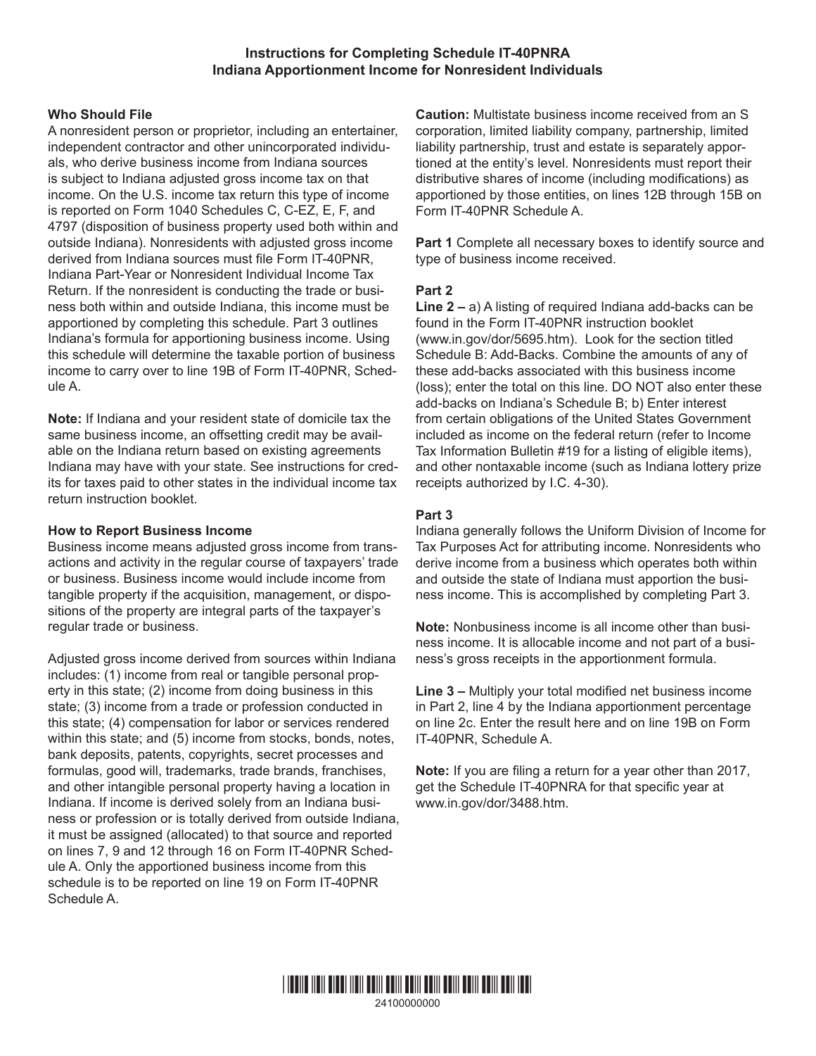# Instructions for Completing Schedule IT-40PNRA
## Indiana Apportionment Income for Nonresident Individuals

**Who Should File**

A nonresident person or proprietor, including an entertainer, independent contractor and other unincorporated individuals, who derive business income from Indiana sources is subject to Indiana adjusted gross income tax on that income. On the U.S. income tax return this type of income is reported on Form 1040 Schedules C, C-EZ, E, F, and 4797 (disposition of business property used both within and outside Indiana). Nonresidents with adjusted gross income derived from Indiana sources must file Form IT-40PNR, Indiana Part-Year or Nonresident Individual Income Tax Return. If the nonresident is conducting the trade or business both within and outside Indiana, this income must be apportioned by completing this schedule. Part 3 outlines Indiana's formula for apportioning business income. Using this schedule will determine the taxable portion of business income to carry over to line 19B of Form IT-40PNR, Schedule A.

**Note:** If Indiana and your resident state of domicile tax the same business income, an offsetting credit may be available on the Indiana return based on existing agreements Indiana may have with your state. See instructions for credits for taxes paid to other states in the individual income tax return instruction booklet.

**How to Report Business Income**

Business income means adjusted gross income from transactions and activity in the regular course of taxpayers' trade or business. Business income would include income from tangible property if the acquisition, management, or dispositions of the property are integral parts of the taxpayer's regular trade or business.

Adjusted gross income derived from sources within Indiana includes: (1) income from real or tangible personal property in this state; (2) income from doing business in this state; (3) income from a trade or profession conducted in this state; (4) compensation for labor or services rendered within this state; and (5) income from stocks, bonds, notes, bank deposits, patents, copyrights, secret processes and formulas, good will, trademarks, trade brands, franchises, and other intangible personal property having a location in Indiana. If income is derived solely from an Indiana business or profession or is totally derived from outside Indiana, it must be assigned (allocated) to that source and reported on lines 7, 9 and 12 through 16 on Form IT-40PNR Schedule A. Only the apportioned business income from this schedule is to be reported on line 19 on Form IT-40PNR Schedule A.

**Caution:** Multistate business income received from an S corporation, limited liability company, partnership, limited liability partnership, trust and estate is separately apportioned at the entity's level. Nonresidents must report their distributive shares of income (including modifications) as apportioned by those entities, on lines 12B through 15B on Form IT-40PNR Schedule A.

**Part 1** Complete all necessary boxes to identify source and type of business income received.

**Part 2**

**Line 2 –** a) A listing of required Indiana add-backs can be found in the Form IT-40PNR instruction booklet (www.in.gov/dor/5695.htm). Look for the section titled Schedule B: Add-Backs. Combine the amounts of any of these add-backs associated with this business income (loss); enter the total on this line. DO NOT also enter these add-backs on Indiana's Schedule B; b) Enter interest from certain obligations of the United States Government included as income on the federal return (refer to Income Tax Information Bulletin #19 for a listing of eligible items), and other nontaxable income (such as Indiana lottery prize receipts authorized by I.C. 4-30).

**Part 3**

Indiana generally follows the Uniform Division of Income for Tax Purposes Act for attributing income. Nonresidents who derive income from a business which operates both within and outside the state of Indiana must apportion the business income. This is accomplished by completing Part 3.

**Note:** Nonbusiness income is all income other than business income. It is allocable income and not part of a business's gross receipts in the apportionment formula.

**Line 3 –** Multiply your total modified net business income in Part 2, line 4 by the Indiana apportionment percentage on line 2c. Enter the result here and on line 19B on Form IT-40PNR, Schedule A.

**Note:** If you are filing a return for a year other than 2017, get the Schedule IT-40PNRA for that specific year at www.in.gov/dor/3488.htm.

24100000000